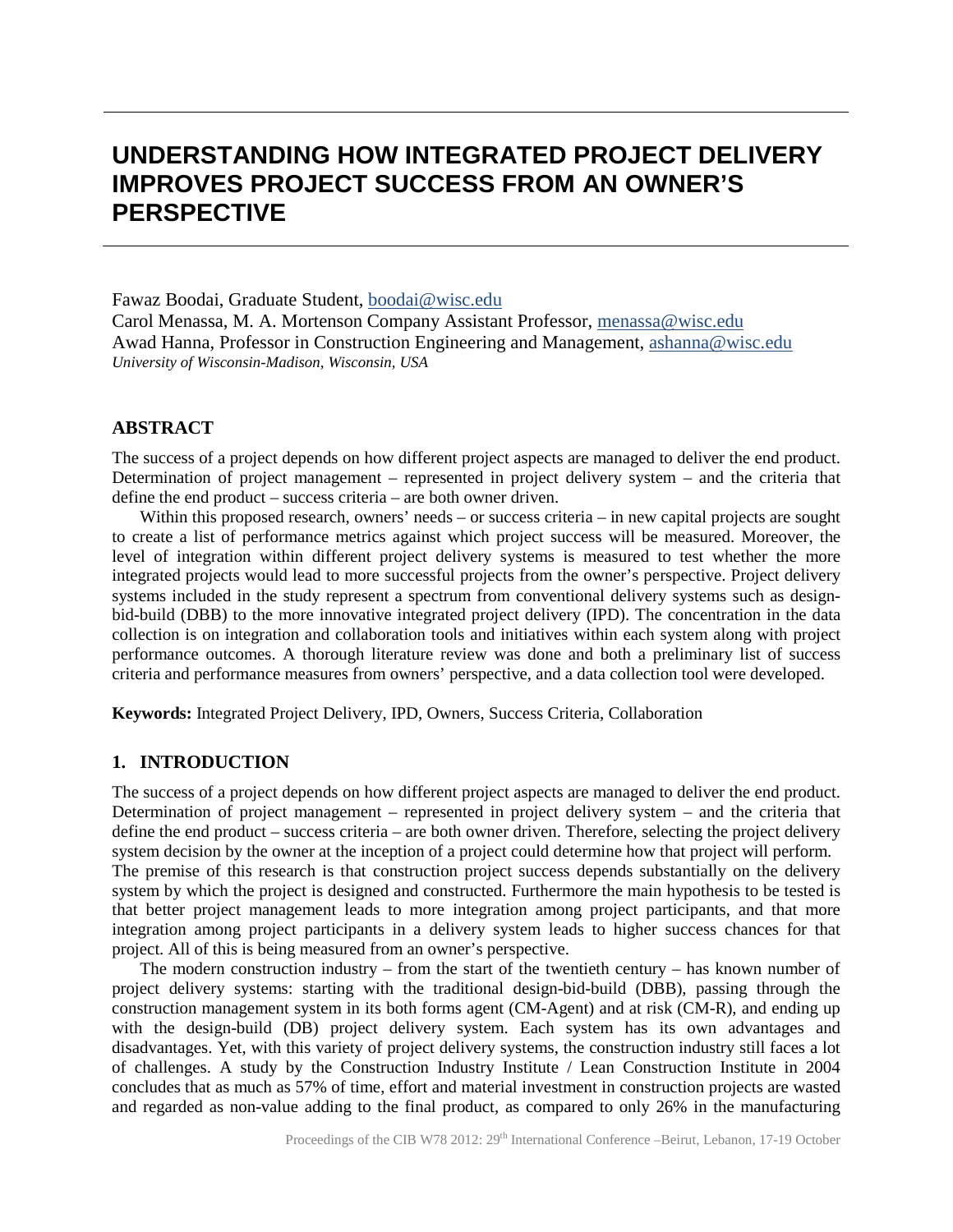# UNDERSTANDING HOW INTEGRATED PROJECT DELIVERY IMPROVES PROJECT SUCCESS FROM AN OWNER'S PERSPECTIVE

Fawaz Boodai, Graduate Student, boodai@wisc.edu
Carol Menassa, M. A. Mortenson Company Assistant Professor, menassa@wisc.edu
Awad Hanna, Professor in Construction Engineering and Management, ashanna@wisc.edu
*University of Wisconsin-Madison, Wisconsin, USA*

## ABSTRACT

The success of a project depends on how different project aspects are managed to deliver the end product. Determination of project management – represented in project delivery system – and the criteria that define the end product – success criteria – are both owner driven.

Within this proposed research, owners' needs – or success criteria – in new capital projects are sought to create a list of performance metrics against which project success will be measured. Moreover, the level of integration within different project delivery systems is measured to test whether the more integrated projects would lead to more successful projects from the owner's perspective. Project delivery systems included in the study represent a spectrum from conventional delivery systems such as design-bid-build (DBB) to the more innovative integrated project delivery (IPD). The concentration in the data collection is on integration and collaboration tools and initiatives within each system along with project performance outcomes. A thorough literature review was done and both a preliminary list of success criteria and performance measures from owners' perspective, and a data collection tool were developed.

**Keywords:** Integrated Project Delivery, IPD, Owners, Success Criteria, Collaboration

## 1. INTRODUCTION

The success of a project depends on how different project aspects are managed to deliver the end product. Determination of project management – represented in project delivery system – and the criteria that define the end product – success criteria – are both owner driven. Therefore, selecting the project delivery system decision by the owner at the inception of a project could determine how that project will perform. The premise of this research is that construction project success depends substantially on the delivery system by which the project is designed and constructed. Furthermore the main hypothesis to be tested is that better project management leads to more integration among project participants, and that more integration among project participants in a delivery system leads to higher success chances for that project. All of this is being measured from an owner's perspective.

The modern construction industry – from the start of the twentieth century – has known number of project delivery systems: starting with the traditional design-bid-build (DBB), passing through the construction management system in its both forms agent (CM-Agent) and at risk (CM-R), and ending up with the design-build (DB) project delivery system. Each system has its own advantages and disadvantages. Yet, with this variety of project delivery systems, the construction industry still faces a lot of challenges. A study by the Construction Industry Institute / Lean Construction Institute in 2004 concludes that as much as 57% of time, effort and material investment in construction projects are wasted and regarded as non-value adding to the final product, as compared to only 26% in the manufacturing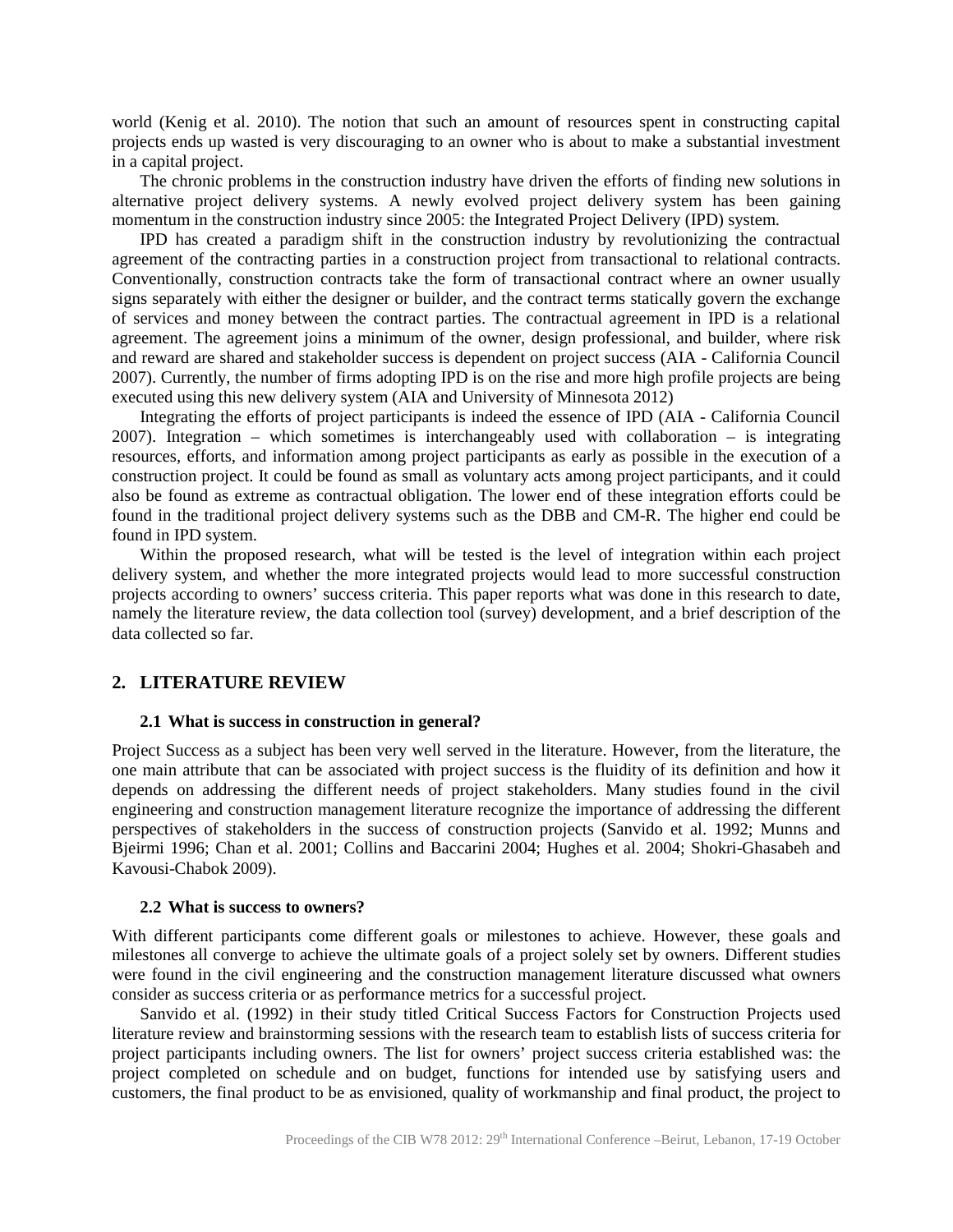world (Kenig et al. 2010). The notion that such an amount of resources spent in constructing capital projects ends up wasted is very discouraging to an owner who is about to make a substantial investment in a capital project.

The chronic problems in the construction industry have driven the efforts of finding new solutions in alternative project delivery systems. A newly evolved project delivery system has been gaining momentum in the construction industry since 2005: the Integrated Project Delivery (IPD) system.

IPD has created a paradigm shift in the construction industry by revolutionizing the contractual agreement of the contracting parties in a construction project from transactional to relational contracts. Conventionally, construction contracts take the form of transactional contract where an owner usually signs separately with either the designer or builder, and the contract terms statically govern the exchange of services and money between the contract parties. The contractual agreement in IPD is a relational agreement. The agreement joins a minimum of the owner, design professional, and builder, where risk and reward are shared and stakeholder success is dependent on project success (AIA - California Council 2007). Currently, the number of firms adopting IPD is on the rise and more high profile projects are being executed using this new delivery system (AIA and University of Minnesota 2012)

Integrating the efforts of project participants is indeed the essence of IPD (AIA - California Council 2007). Integration – which sometimes is interchangeably used with collaboration – is integrating resources, efforts, and information among project participants as early as possible in the execution of a construction project. It could be found as small as voluntary acts among project participants, and it could also be found as extreme as contractual obligation. The lower end of these integration efforts could be found in the traditional project delivery systems such as the DBB and CM-R. The higher end could be found in IPD system.

Within the proposed research, what will be tested is the level of integration within each project delivery system, and whether the more integrated projects would lead to more successful construction projects according to owners' success criteria. This paper reports what was done in this research to date, namely the literature review, the data collection tool (survey) development, and a brief description of the data collected so far.

## 2. LITERATURE REVIEW

### 2.1 What is success in construction in general?

Project Success as a subject has been very well served in the literature. However, from the literature, the one main attribute that can be associated with project success is the fluidity of its definition and how it depends on addressing the different needs of project stakeholders. Many studies found in the civil engineering and construction management literature recognize the importance of addressing the different perspectives of stakeholders in the success of construction projects (Sanvido et al. 1992; Munns and Bjeirmi 1996; Chan et al. 2001; Collins and Baccarini 2004; Hughes et al. 2004; Shokri-Ghasabeh and Kavousi-Chabok 2009).

### 2.2 What is success to owners?

With different participants come different goals or milestones to achieve. However, these goals and milestones all converge to achieve the ultimate goals of a project solely set by owners. Different studies were found in the civil engineering and the construction management literature discussed what owners consider as success criteria or as performance metrics for a successful project.

Sanvido et al. (1992) in their study titled Critical Success Factors for Construction Projects used literature review and brainstorming sessions with the research team to establish lists of success criteria for project participants including owners. The list for owners' project success criteria established was: the project completed on schedule and on budget, functions for intended use by satisfying users and customers, the final product to be as envisioned, quality of workmanship and final product, the project to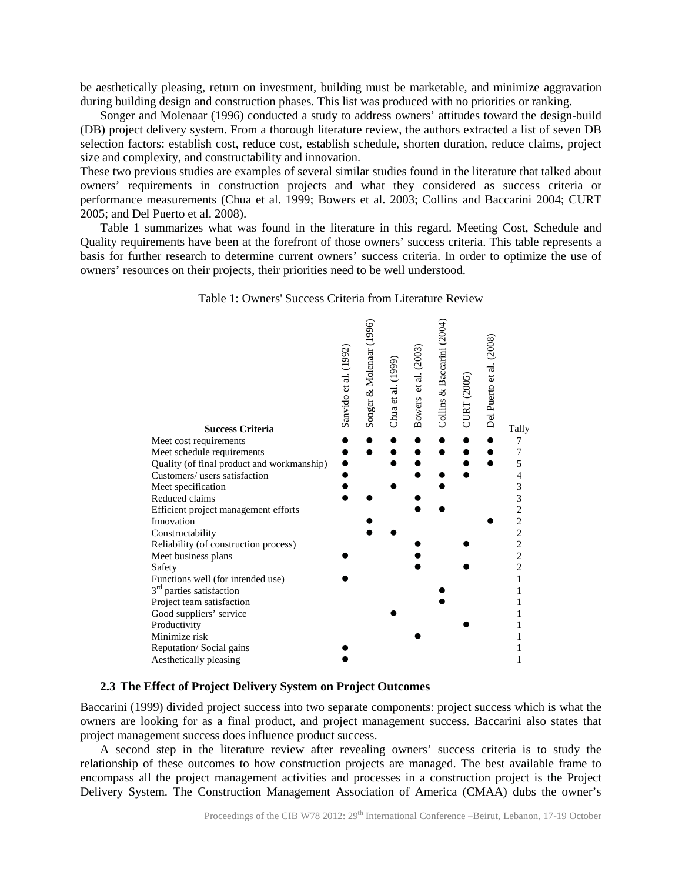be aesthetically pleasing, return on investment, building must be marketable, and minimize aggravation during building design and construction phases. This list was produced with no priorities or ranking.

Songer and Molenaar (1996) conducted a study to address owners' attitudes toward the design-build (DB) project delivery system. From a thorough literature review, the authors extracted a list of seven DB selection factors: establish cost, reduce cost, establish schedule, shorten duration, reduce claims, project size and complexity, and constructability and innovation.

These two previous studies are examples of several similar studies found in the literature that talked about owners' requirements in construction projects and what they considered as success criteria or performance measurements (Chua et al. 1999; Bowers et al. 2003; Collins and Baccarini 2004; CURT 2005; and Del Puerto et al. 2008).

Table 1 summarizes what was found in the literature in this regard. Meeting Cost, Schedule and Quality requirements have been at the forefront of those owners' success criteria. This table represents a basis for further research to determine current owners' success criteria. In order to optimize the use of owners' resources on their projects, their priorities need to be well understood.

Table 1: Owners' Success Criteria from Literature Review

| **Success Criteria** | Sanvido et al. (1992) | Songer & Molenaar (1996) | Chua et al. (1999) | Bowers et al. (2003) | Collins & Baccarini (2004) | CURT (2005) | Del Puerto et al. (2008) | Tally |
|---|---|---|---|---|---|---|---|---|
| Meet cost requirements | ● | ● | ● | ● | ● | ● | ● | 7 |
| Meet schedule requirements | ● | ● | ● | ● | ● | ● | ● | 7 |
| Quality (of final product and workmanship) | ● | | ● | ● | | ● | ● | 5 |
| Customers/ users satisfaction | ● | | | ● | ● | ● | | 4 |
| Meet specification | ● | | ● | | ● | | | 3 |
| Reduced claims | ● | ● | | ● | | | | 3 |
| Efficient project management efforts | | | | ● | ● | | | 2 |
| Innovation | | ● | | | | | ● | 2 |
| Constructability | | ● | ● | | | | | 2 |
| Reliability (of construction process) | | | | ● | | ● | | 2 |
| Meet business plans | ● | | | ● | | | | 2 |
| Safety | | | | ● | | ● | | 2 |
| Functions well (for intended use) | ● | | | | | | | 1 |
| 3rd parties satisfaction | | | | | ● | | | 1 |
| Project team satisfaction | | | | | ● | | | 1 |
| Good suppliers' service | | | ● | | | | | 1 |
| Productivity | | | | | | ● | | 1 |
| Minimize risk | | | | ● | | | | 1 |
| Reputation/ Social gains | ● | | | | | | | 1 |
| Aesthetically pleasing | ● | | | | | | | 1 |

### 2.3 The Effect of Project Delivery System on Project Outcomes

Baccarini (1999) divided project success into two separate components: project success which is what the owners are looking for as a final product, and project management success. Baccarini also states that project management success does influence product success.

A second step in the literature review after revealing owners' success criteria is to study the relationship of these outcomes to how construction projects are managed. The best available frame to encompass all the project management activities and processes in a construction project is the Project Delivery System. The Construction Management Association of America (CMAA) dubs the owner's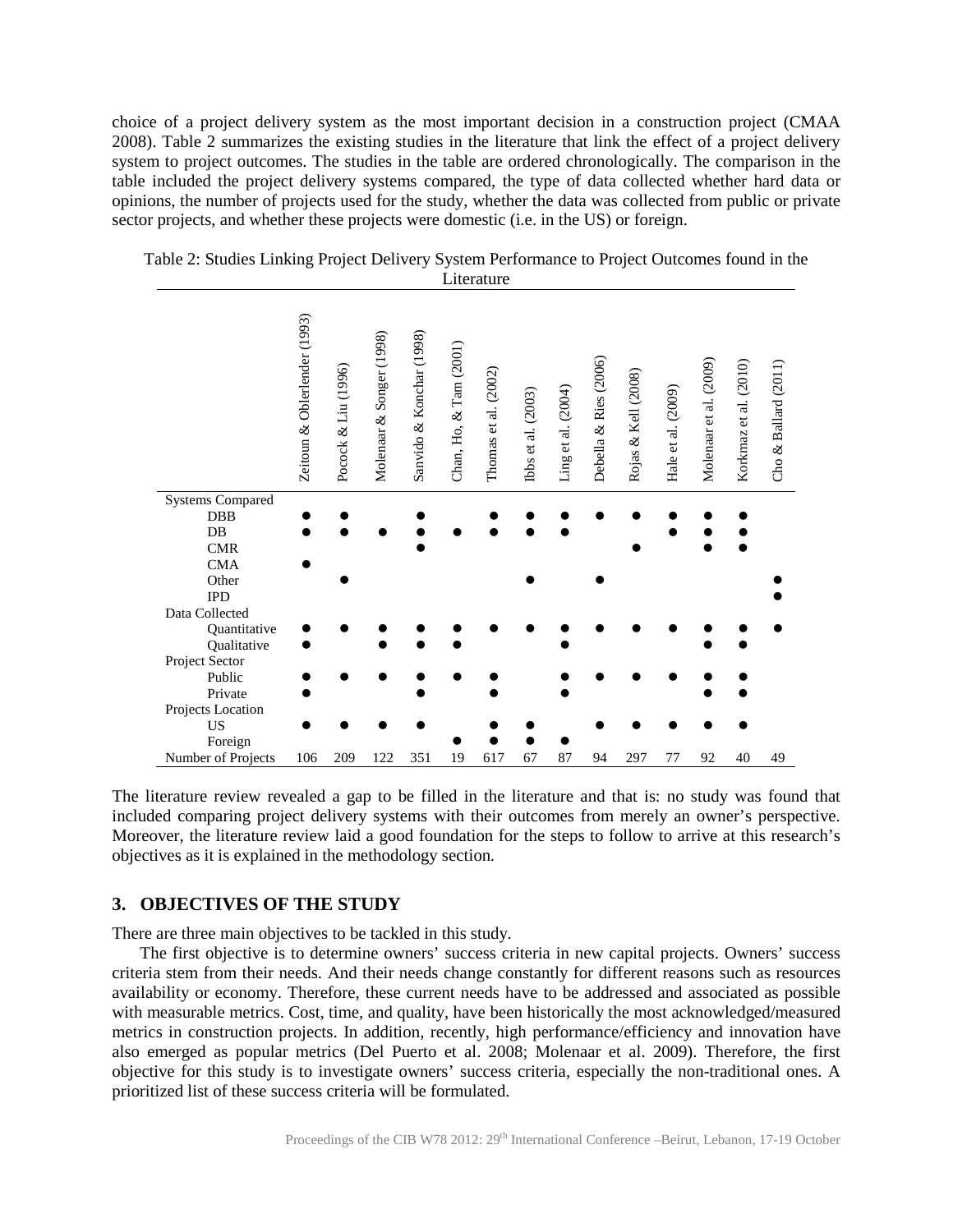choice of a project delivery system as the most important decision in a construction project (CMAA 2008). Table 2 summarizes the existing studies in the literature that link the effect of a project delivery system to project outcomes. The studies in the table are ordered chronologically. The comparison in the table included the project delivery systems compared, the type of data collected whether hard data or opinions, the number of projects used for the study, whether the data was collected from public or private sector projects, and whether these projects were domestic (i.e. in the US) or foreign.

Table 2: Studies Linking Project Delivery System Performance to Project Outcomes found in the Literature

| | Zeitoun & Oblerlender (1993) | Pocock & Liu (1996) | Molenaar & Songer (1998) | Sanvido & Konchar (1998) | Chan, Ho, & Tam (2001) | Thomas et al. (2002) | Ibbs et al. (2003) | Ling et al. (2004) | Debella & Ries (2006) | Rojas & Kell (2008) | Hale et al. (2009) | Molenaar et al. (2009) | Korkmaz et al. (2010) | Cho & Ballard (2011) |
|---|---|---|---|---|---|---|---|---|---|---|---|---|---|---|
| Systems Compared | | | | | | | | | | | | | | |
| DBB | ● | ● | | ● | | ● | ● | ● | ● | ● | ● | ● | ● | |
| DB | ● | ● | ● | ● | ● | ● | ● | ● | | | ● | ● | ● | |
| CMR | | | | ● | | | | | | ● | | ● | ● | |
| CMA | ● | | | | | | | | | | | | | |
| Other | | ● | | | | | ● | | ● | | | | | ● |
| IPD | | | | | | | | | | | | | | ● |
| Data Collected | | | | | | | | | | | | | | |
| Quantitative | ● | ● | ● | ● | ● | ● | ● | ● | ● | ● | ● | ● | ● | ● |
| Qualitative | ● | | ● | ● | ● | | | ● | | | | ● | ● | |
| Project Sector | | | | | | | | | | | | | | |
| Public | ● | ● | ● | ● | ● | ● | | ● | ● | ● | ● | ● | ● | |
| Private | ● | | | ● | | ● | | ● | | | | ● | ● | |
| Projects Location | | | | | | | | | | | | | | |
| US | ● | ● | ● | ● | | ● | ● | | ● | ● | ● | ● | ● | |
| Foreign | | | | | ● | ● | ● | ● | | | | | | |
| Number of Projects | 106 | 209 | 122 | 351 | 19 | 617 | 67 | 87 | 94 | 297 | 77 | 92 | 40 | 49 |

The literature review revealed a gap to be filled in the literature and that is: no study was found that included comparing project delivery systems with their outcomes from merely an owner's perspective. Moreover, the literature review laid a good foundation for the steps to follow to arrive at this research's objectives as it is explained in the methodology section.

## 3. OBJECTIVES OF THE STUDY

There are three main objectives to be tackled in this study.

The first objective is to determine owners' success criteria in new capital projects. Owners' success criteria stem from their needs. And their needs change constantly for different reasons such as resources availability or economy. Therefore, these current needs have to be addressed and associated as possible with measurable metrics. Cost, time, and quality, have been historically the most acknowledged/measured metrics in construction projects. In addition, recently, high performance/efficiency and innovation have also emerged as popular metrics (Del Puerto et al. 2008; Molenaar et al. 2009). Therefore, the first objective for this study is to investigate owners' success criteria, especially the non-traditional ones. A prioritized list of these success criteria will be formulated.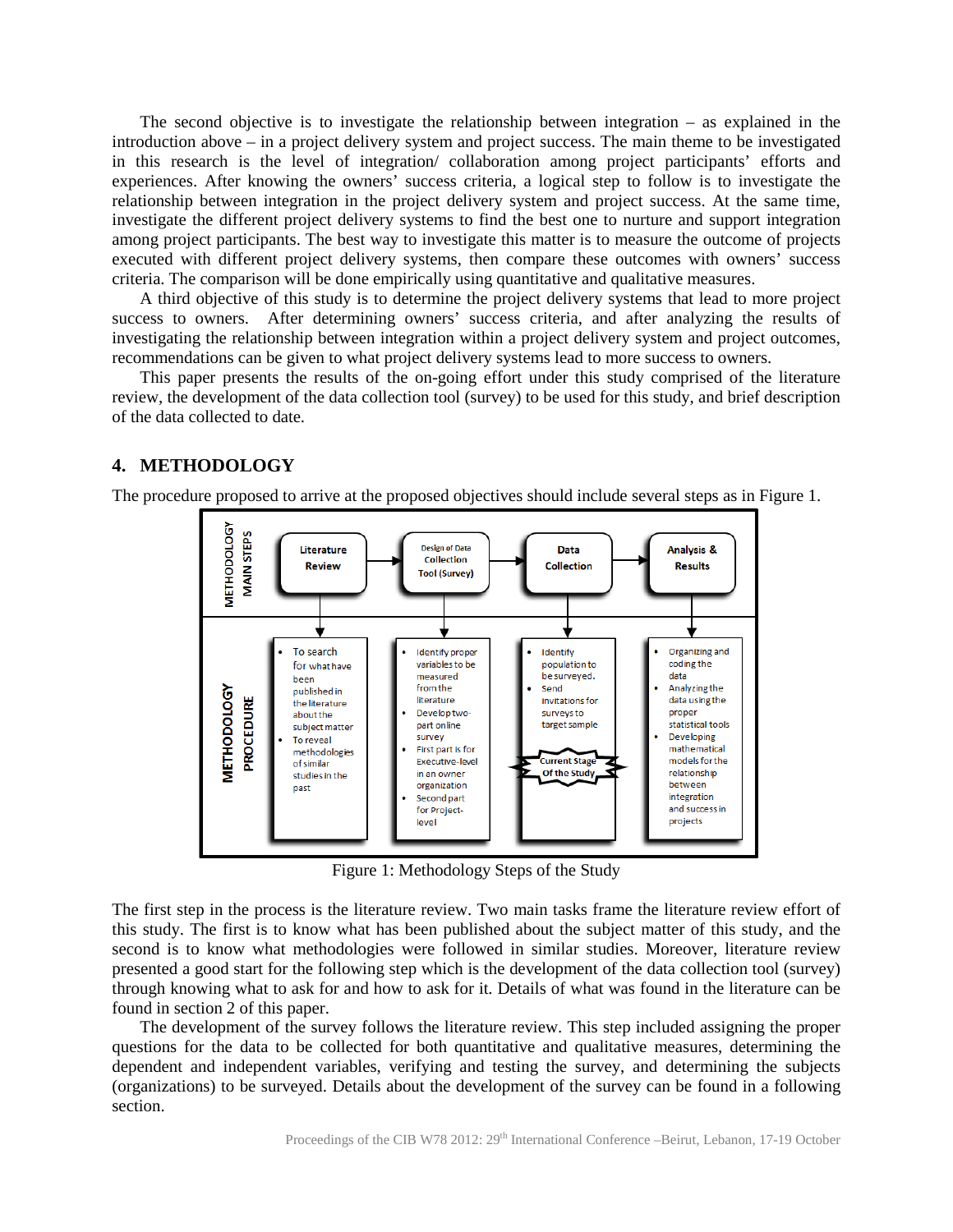The second objective is to investigate the relationship between integration – as explained in the introduction above – in a project delivery system and project success. The main theme to be investigated in this research is the level of integration/ collaboration among project participants' efforts and experiences. After knowing the owners' success criteria, a logical step to follow is to investigate the relationship between integration in the project delivery system and project success. At the same time, investigate the different project delivery systems to find the best one to nurture and support integration among project participants. The best way to investigate this matter is to measure the outcome of projects executed with different project delivery systems, then compare these outcomes with owners' success criteria. The comparison will be done empirically using quantitative and qualitative measures.

A third objective of this study is to determine the project delivery systems that lead to more project success to owners. After determining owners' success criteria, and after analyzing the results of investigating the relationship between integration within a project delivery system and project outcomes, recommendations can be given to what project delivery systems lead to more success to owners.

This paper presents the results of the on-going effort under this study comprised of the literature review, the development of the data collection tool (survey) to be used for this study, and brief description of the data collected to date.

## 4. METHODOLOGY

The procedure proposed to arrive at the proposed objectives should include several steps as in Figure 1.

| METHODOLOGY MAIN STEPS | Literature Review | Design of Data Collection Tool (Survey) | Data Collection | Analysis & Results |
|---|---|---|---|---|
| METHODOLOGY PROCEDURE | • To search for what have been published in the literature about the subject matter<br>• To reveal methodologies of similar studies in the past | • Identify proper variables to be measured from the literature<br>• Develop two-part online survey<br>• First part is for Executive-level in an owner organization<br>• Second part for Project-level | • Identify population to be surveyed.<br>• Send invitations for surveys to target sample<br>Current Stage Of the Study | • Organizing and coding the data<br>• Analyzing the data using the proper statistical tools<br>• Developing mathematical models for the relationship between integration and success in projects |

Figure 1: Methodology Steps of the Study

The first step in the process is the literature review. Two main tasks frame the literature review effort of this study. The first is to know what has been published about the subject matter of this study, and the second is to know what methodologies were followed in similar studies. Moreover, literature review presented a good start for the following step which is the development of the data collection tool (survey) through knowing what to ask for and how to ask for it. Details of what was found in the literature can be found in section 2 of this paper.

The development of the survey follows the literature review. This step included assigning the proper questions for the data to be collected for both quantitative and qualitative measures, determining the dependent and independent variables, verifying and testing the survey, and determining the subjects (organizations) to be surveyed. Details about the development of the survey can be found in a following section.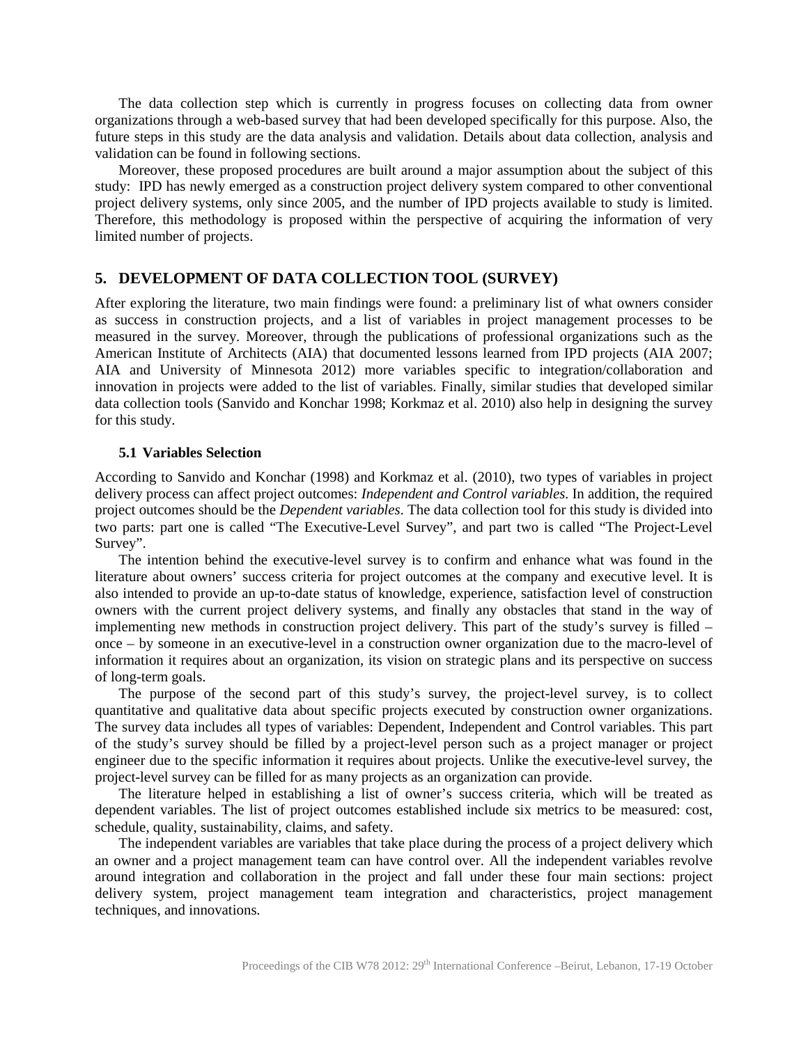The data collection step which is currently in progress focuses on collecting data from owner organizations through a web-based survey that had been developed specifically for this purpose. Also, the future steps in this study are the data analysis and validation. Details about data collection, analysis and validation can be found in following sections.

Moreover, these proposed procedures are built around a major assumption about the subject of this study: IPD has newly emerged as a construction project delivery system compared to other conventional project delivery systems, only since 2005, and the number of IPD projects available to study is limited. Therefore, this methodology is proposed within the perspective of acquiring the information of very limited number of projects.

## 5. DEVELOPMENT OF DATA COLLECTION TOOL (SURVEY)

After exploring the literature, two main findings were found: a preliminary list of what owners consider as success in construction projects, and a list of variables in project management processes to be measured in the survey. Moreover, through the publications of professional organizations such as the American Institute of Architects (AIA) that documented lessons learned from IPD projects (AIA 2007; AIA and University of Minnesota 2012) more variables specific to integration/collaboration and innovation in projects were added to the list of variables. Finally, similar studies that developed similar data collection tools (Sanvido and Konchar 1998; Korkmaz et al. 2010) also help in designing the survey for this study.

### 5.1 Variables Selection

According to Sanvido and Konchar (1998) and Korkmaz et al. (2010), two types of variables in project delivery process can affect project outcomes: *Independent and Control variables*. In addition, the required project outcomes should be the *Dependent variables*. The data collection tool for this study is divided into two parts: part one is called "The Executive-Level Survey", and part two is called "The Project-Level Survey".

The intention behind the executive-level survey is to confirm and enhance what was found in the literature about owners' success criteria for project outcomes at the company and executive level. It is also intended to provide an up-to-date status of knowledge, experience, satisfaction level of construction owners with the current project delivery systems, and finally any obstacles that stand in the way of implementing new methods in construction project delivery. This part of the study's survey is filled – once – by someone in an executive-level in a construction owner organization due to the macro-level of information it requires about an organization, its vision on strategic plans and its perspective on success of long-term goals.

The purpose of the second part of this study's survey, the project-level survey, is to collect quantitative and qualitative data about specific projects executed by construction owner organizations. The survey data includes all types of variables: Dependent, Independent and Control variables. This part of the study's survey should be filled by a project-level person such as a project manager or project engineer due to the specific information it requires about projects. Unlike the executive-level survey, the project-level survey can be filled for as many projects as an organization can provide.

The literature helped in establishing a list of owner's success criteria, which will be treated as dependent variables. The list of project outcomes established include six metrics to be measured: cost, schedule, quality, sustainability, claims, and safety.

The independent variables are variables that take place during the process of a project delivery which an owner and a project management team can have control over. All the independent variables revolve around integration and collaboration in the project and fall under these four main sections: project delivery system, project management team integration and characteristics, project management techniques, and innovations.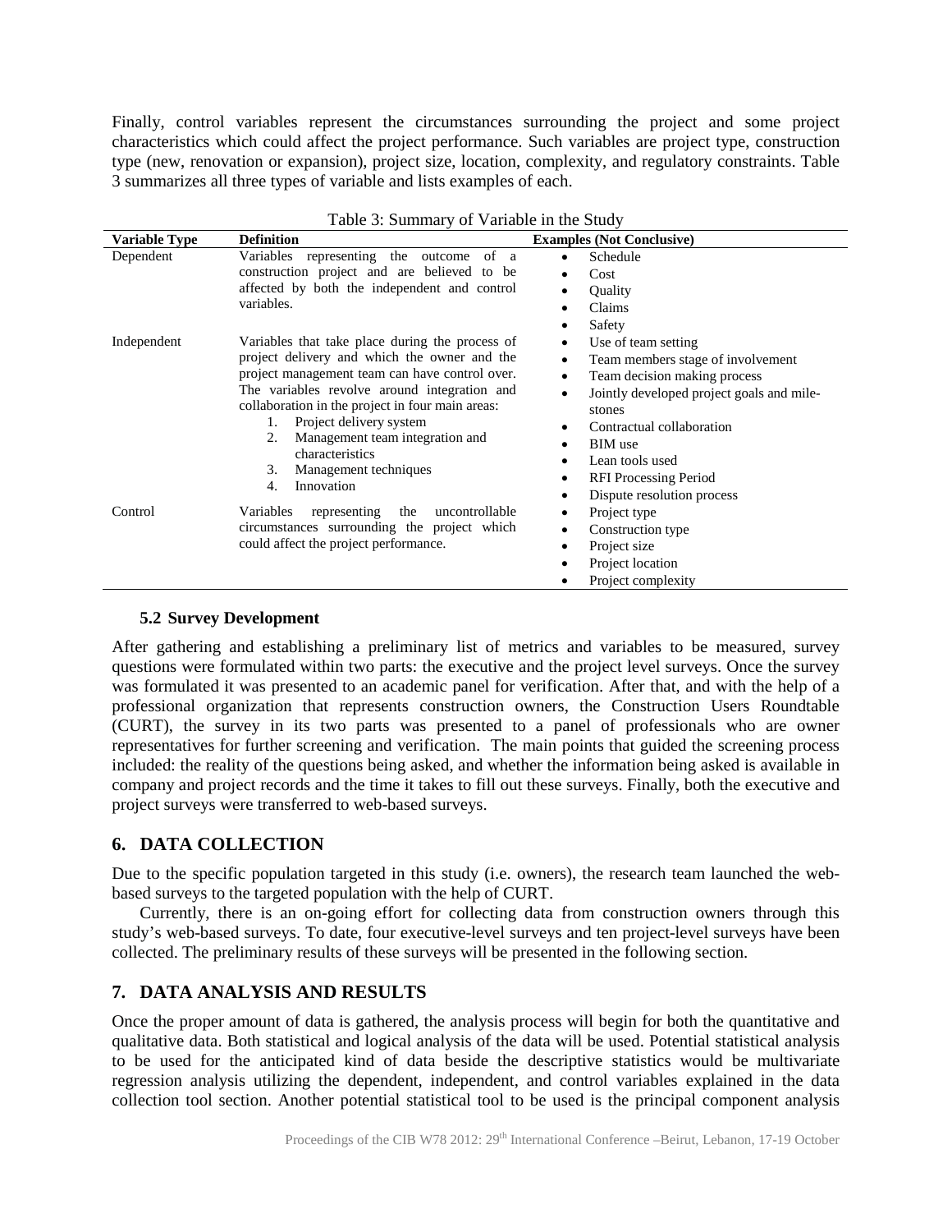Finally, control variables represent the circumstances surrounding the project and some project characteristics which could affect the project performance. Such variables are project type, construction type (new, renovation or expansion), project size, location, complexity, and regulatory constraints. Table 3 summarizes all three types of variable and lists examples of each.

Table 3: Summary of Variable in the Study

| Variable Type | Definition | Examples (Not Conclusive) |
|---|---|---|
| Dependent | Variables representing the outcome of a construction project and are believed to be affected by both the independent and control variables. | • Schedule<br>• Cost<br>• Quality<br>• Claims<br>• Safety |
| Independent | Variables that take place during the process of project delivery and which the owner and the project management team can have control over. The variables revolve around integration and collaboration in the project in four main areas:<br>1. Project delivery system<br>2. Management team integration and characteristics<br>3. Management techniques<br>4. Innovation | • Use of team setting<br>• Team members stage of involvement<br>• Team decision making process<br>• Jointly developed project goals and mile-stones<br>• Contractual collaboration<br>• BIM use<br>• Lean tools used<br>• RFI Processing Period<br>• Dispute resolution process |
| Control | Variables representing the uncontrollable circumstances surrounding the project which could affect the project performance. | • Project type<br>• Construction type<br>• Project size<br>• Project location<br>• Project complexity |

### 5.2 Survey Development

After gathering and establishing a preliminary list of metrics and variables to be measured, survey questions were formulated within two parts: the executive and the project level surveys. Once the survey was formulated it was presented to an academic panel for verification. After that, and with the help of a professional organization that represents construction owners, the Construction Users Roundtable (CURT), the survey in its two parts was presented to a panel of professionals who are owner representatives for further screening and verification. The main points that guided the screening process included: the reality of the questions being asked, and whether the information being asked is available in company and project records and the time it takes to fill out these surveys. Finally, both the executive and project surveys were transferred to web-based surveys.

## 6. DATA COLLECTION

Due to the specific population targeted in this study (i.e. owners), the research team launched the web-based surveys to the targeted population with the help of CURT.

Currently, there is an on-going effort for collecting data from construction owners through this study's web-based surveys. To date, four executive-level surveys and ten project-level surveys have been collected. The preliminary results of these surveys will be presented in the following section.

## 7. DATA ANALYSIS AND RESULTS

Once the proper amount of data is gathered, the analysis process will begin for both the quantitative and qualitative data. Both statistical and logical analysis of the data will be used. Potential statistical analysis to be used for the anticipated kind of data beside the descriptive statistics would be multivariate regression analysis utilizing the dependent, independent, and control variables explained in the data collection tool section. Another potential statistical tool to be used is the principal component analysis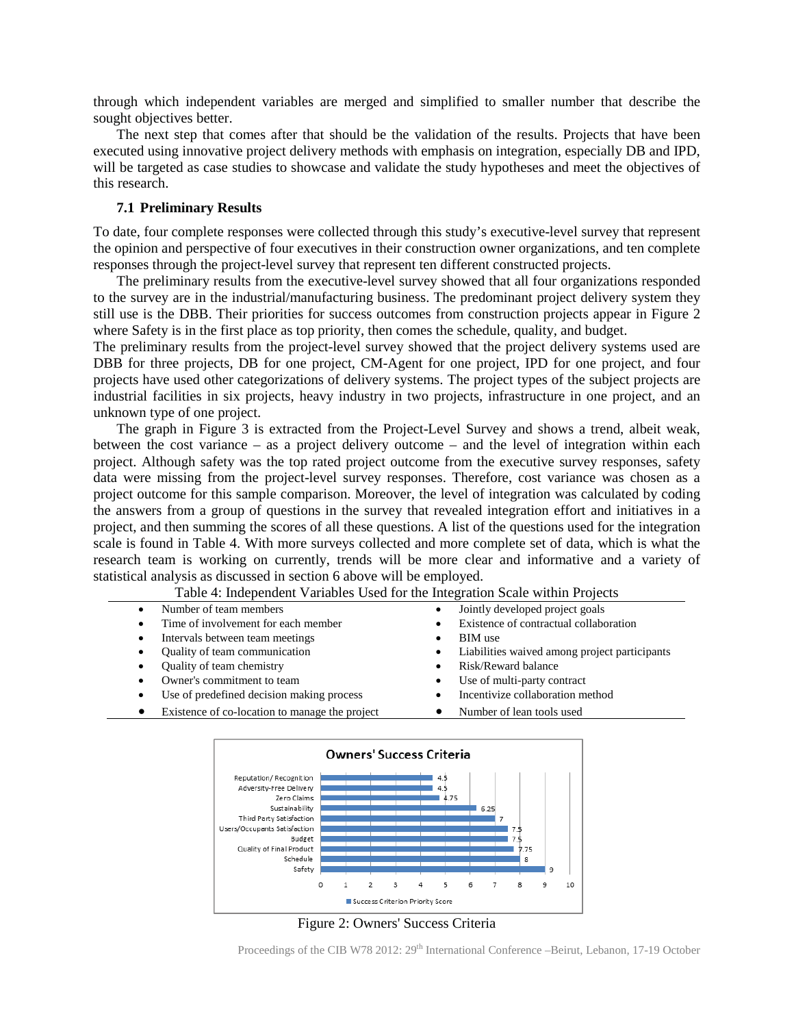through which independent variables are merged and simplified to smaller number that describe the sought objectives better.

The next step that comes after that should be the validation of the results. Projects that have been executed using innovative project delivery methods with emphasis on integration, especially DB and IPD, will be targeted as case studies to showcase and validate the study hypotheses and meet the objectives of this research.

### 7.1 Preliminary Results

To date, four complete responses were collected through this study's executive-level survey that represent the opinion and perspective of four executives in their construction owner organizations, and ten complete responses through the project-level survey that represent ten different constructed projects.

The preliminary results from the executive-level survey showed that all four organizations responded to the survey are in the industrial/manufacturing business. The predominant project delivery system they still use is the DBB. Their priorities for success outcomes from construction projects appear in Figure 2 where Safety is in the first place as top priority, then comes the schedule, quality, and budget.

The preliminary results from the project-level survey showed that the project delivery systems used are DBB for three projects, DB for one project, CM-Agent for one project, IPD for one project, and four projects have used other categorizations of delivery systems. The project types of the subject projects are industrial facilities in six projects, heavy industry in two projects, infrastructure in one project, and an unknown type of one project.

The graph in Figure 3 is extracted from the Project-Level Survey and shows a trend, albeit weak, between the cost variance – as a project delivery outcome – and the level of integration within each project. Although safety was the top rated project outcome from the executive survey responses, safety data were missing from the project-level survey responses. Therefore, cost variance was chosen as a project outcome for this sample comparison. Moreover, the level of integration was calculated by coding the answers from a group of questions in the survey that revealed integration effort and initiatives in a project, and then summing the scores of all these questions. A list of the questions used for the integration scale is found in Table 4. With more surveys collected and more complete set of data, which is what the research team is working on currently, trends will be more clear and informative and a variety of statistical analysis as discussed in section 6 above will be employed.

Table 4: Independent Variables Used for the Integration Scale within Projects

| | |
|---|---|
| • Number of team members | • Jointly developed project goals |
| • Time of involvement for each member | • Existence of contractual collaboration |
| • Intervals between team meetings | • BIM use |
| • Quality of team communication | • Liabilities waived among project participants |
| • Quality of team chemistry | • Risk/Reward balance |
| • Owner's commitment to team | • Use of multi-party contract |
| • Use of predefined decision making process | • Incentivize collaboration method |
| • Existence of co-location to manage the project | • Number of lean tools used |

Figure 2: Owners' Success Criteria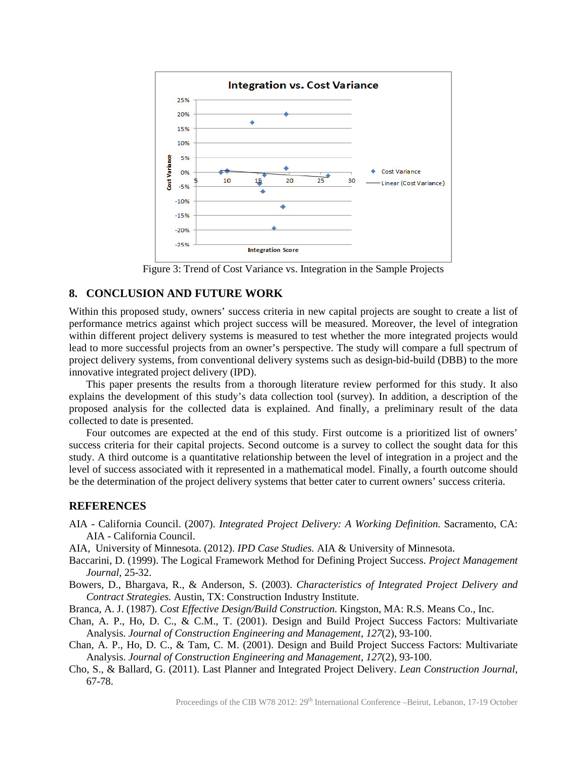Figure 3: Trend of Cost Variance vs. Integration in the Sample Projects

## 8. CONCLUSION AND FUTURE WORK

Within this proposed study, owners' success criteria in new capital projects are sought to create a list of performance metrics against which project success will be measured. Moreover, the level of integration within different project delivery systems is measured to test whether the more integrated projects would lead to more successful projects from an owner's perspective. The study will compare a full spectrum of project delivery systems, from conventional delivery systems such as design-bid-build (DBB) to the more innovative integrated project delivery (IPD).

This paper presents the results from a thorough literature review performed for this study. It also explains the development of this study's data collection tool (survey). In addition, a description of the proposed analysis for the collected data is explained. And finally, a preliminary result of the data collected to date is presented.

Four outcomes are expected at the end of this study. First outcome is a prioritized list of owners' success criteria for their capital projects. Second outcome is a survey to collect the sought data for this study. A third outcome is a quantitative relationship between the level of integration in a project and the level of success associated with it represented in a mathematical model. Finally, a fourth outcome should be the determination of the project delivery systems that better cater to current owners' success criteria.

## REFERENCES

AIA - California Council. (2007). *Integrated Project Delivery: A Working Definition.* Sacramento, CA: AIA - California Council.

AIA, University of Minnesota. (2012). *IPD Case Studies.* AIA & University of Minnesota.

Baccarini, D. (1999). The Logical Framework Method for Defining Project Success. *Project Management Journal*, 25-32.

Bowers, D., Bhargava, R., & Anderson, S. (2003). *Characteristics of Integrated Project Delivery and Contract Strategies.* Austin, TX: Construction Industry Institute.

Branca, A. J. (1987). *Cost Effective Design/Build Construction.* Kingston, MA: R.S. Means Co., Inc.

Chan, A. P., Ho, D. C., & C.M., T. (2001). Design and Build Project Success Factors: Multivariate Analysis. *Journal of Construction Engineering and Management, 127*(2), 93-100.

Chan, A. P., Ho, D. C., & Tam, C. M. (2001). Design and Build Project Success Factors: Multivariate Analysis. *Journal of Construction Engineering and Management, 127*(2), 93-100.

Cho, S., & Ballard, G. (2011). Last Planner and Integrated Project Delivery. *Lean Construction Journal*, 67-78.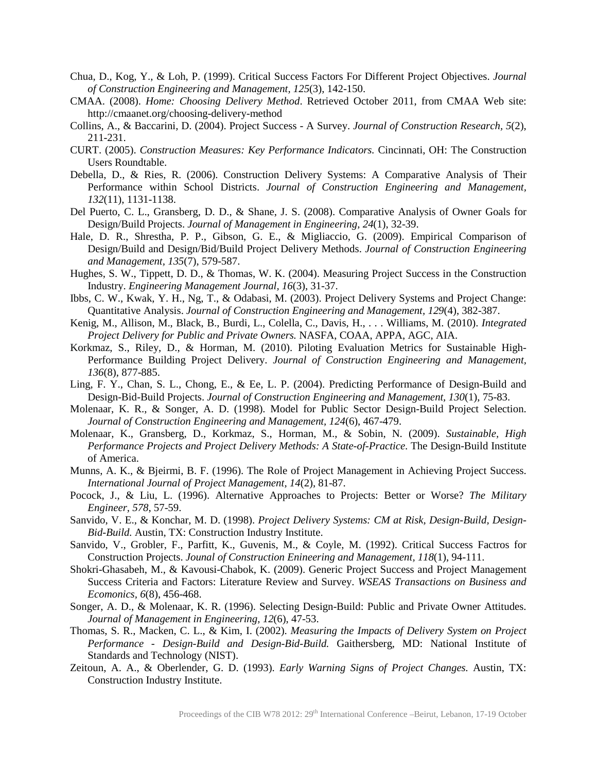Chua, D., Kog, Y., & Loh, P. (1999). Critical Success Factors For Different Project Objectives. *Journal of Construction Engineering and Management, 125*(3), 142-150.

CMAA. (2008). *Home: Choosing Delivery Method*. Retrieved October 2011, from CMAA Web site: http://cmaanet.org/choosing-delivery-method

Collins, A., & Baccarini, D. (2004). Project Success - A Survey. *Journal of Construction Research, 5*(2), 211-231.

CURT. (2005). *Construction Measures: Key Performance Indicators.* Cincinnati, OH: The Construction Users Roundtable.

Debella, D., & Ries, R. (2006). Construction Delivery Systems: A Comparative Analysis of Their Performance within School Districts. *Journal of Construction Engineering and Management, 132*(11), 1131-1138.

Del Puerto, C. L., Gransberg, D. D., & Shane, J. S. (2008). Comparative Analysis of Owner Goals for Design/Build Projects. *Journal of Management in Engineering, 24*(1), 32-39.

Hale, D. R., Shrestha, P. P., Gibson, G. E., & Migliaccio, G. (2009). Empirical Comparison of Design/Build and Design/Bid/Build Project Delivery Methods. *Journal of Construction Engineering and Management, 135*(7), 579-587.

Hughes, S. W., Tippett, D. D., & Thomas, W. K. (2004). Measuring Project Success in the Construction Industry. *Engineering Management Journal, 16*(3), 31-37.

Ibbs, C. W., Kwak, Y. H., Ng, T., & Odabasi, M. (2003). Project Delivery Systems and Project Change: Quantitative Analysis. *Journal of Construction Engineering and Management, 129*(4), 382-387.

Kenig, M., Allison, M., Black, B., Burdi, L., Colella, C., Davis, H., . . . Williams, M. (2010). *Integrated Project Delivery for Public and Private Owners.* NASFA, COAA, APPA, AGC, AIA.

Korkmaz, S., Riley, D., & Horman, M. (2010). Piloting Evaluation Metrics for Sustainable High-Performance Building Project Delivery. *Journal of Construction Engineering and Management, 136*(8), 877-885.

Ling, F. Y., Chan, S. L., Chong, E., & Ee, L. P. (2004). Predicting Performance of Design-Build and Design-Bid-Build Projects. *Journal of Construction Engineering and Management, 130*(1), 75-83.

Molenaar, K. R., & Songer, A. D. (1998). Model for Public Sector Design-Build Project Selection. *Journal of Construction Engineering and Management, 124*(6), 467-479.

Molenaar, K., Gransberg, D., Korkmaz, S., Horman, M., & Sobin, N. (2009). *Sustainable, High Performance Projects and Project Delivery Methods: A State-of-Practice*. The Design-Build Institute of America.

Munns, A. K., & Bjeirmi, B. F. (1996). The Role of Project Management in Achieving Project Success. *International Journal of Project Management, 14*(2), 81-87.

Pocock, J., & Liu, L. (1996). Alternative Approaches to Projects: Better or Worse? *The Military Engineer, 578*, 57-59.

Sanvido, V. E., & Konchar, M. D. (1998). *Project Delivery Systems: CM at Risk, Design-Build, Design-Bid-Build.* Austin, TX: Construction Industry Institute.

Sanvido, V., Grobler, F., Parfitt, K., Guvenis, M., & Coyle, M. (1992). Critical Success Factros for Construction Projects. *Jounal of Construction Enineering and Management, 118*(1), 94-111.

Shokri-Ghasabeh, M., & Kavousi-Chabok, K. (2009). Generic Project Success and Project Management Success Criteria and Factors: Literature Review and Survey. *WSEAS Transactions on Business and Ecomonics, 6*(8), 456-468.

Songer, A. D., & Molenaar, K. R. (1996). Selecting Design-Build: Public and Private Owner Attitudes. *Journal of Management in Engineering, 12*(6), 47-53.

Thomas, S. R., Macken, C. L., & Kim, I. (2002). *Measuring the Impacts of Delivery System on Project Performance - Design-Build and Design-Bid-Build.* Gaithersberg, MD: National Institute of Standards and Technology (NIST).

Zeitoun, A. A., & Oberlender, G. D. (1993). *Early Warning Signs of Project Changes.* Austin, TX: Construction Industry Institute.